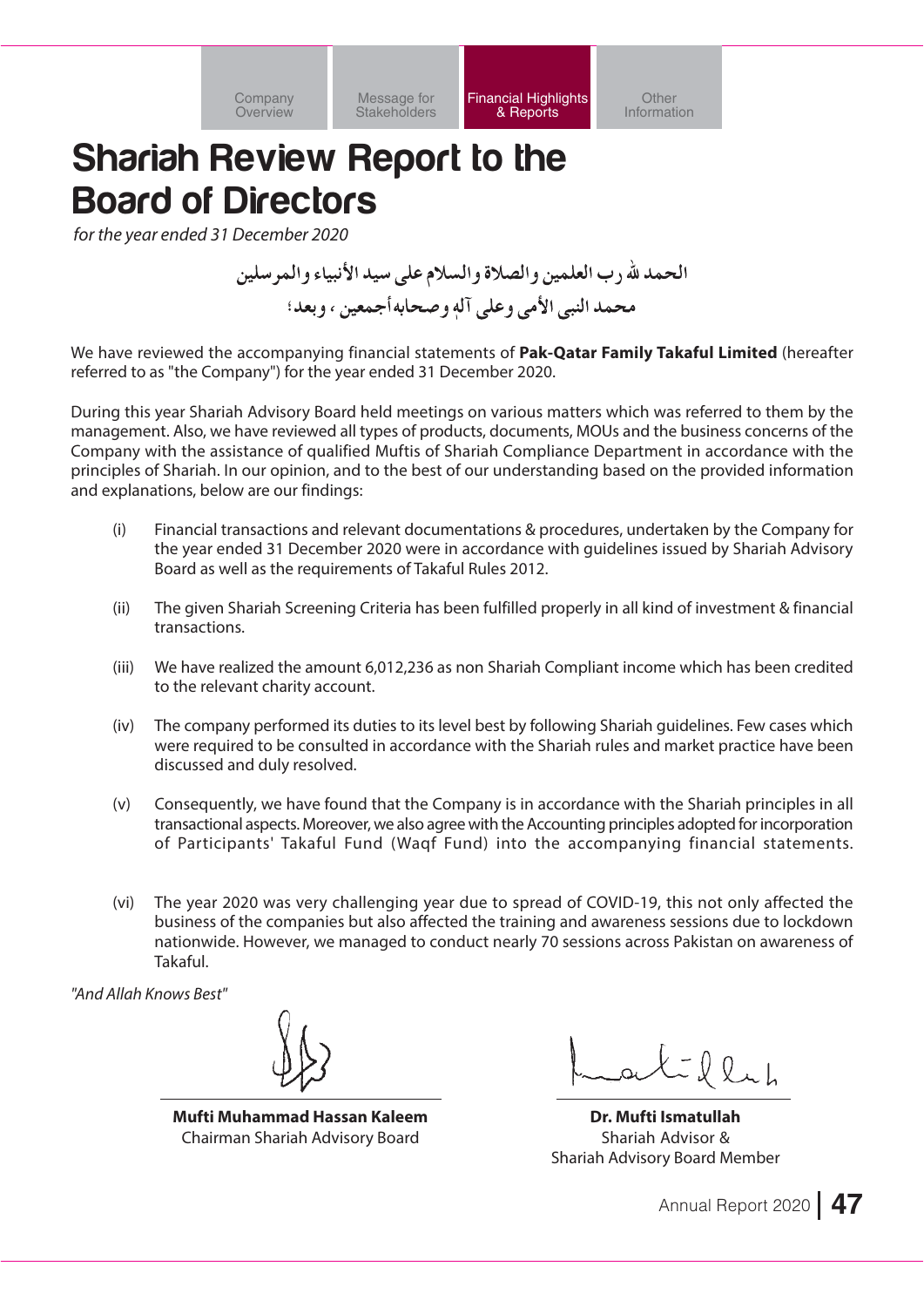# Shariah Review Report to the Board of Directors

*for the year ended 31 December 2020*

الحمد لله رب العلمين والصلاة والسلام على سيد الأنبياء والمرسلين
محمد النبي الأمي وعلى آله وصحابه أجمعين ، وبعد؛

We have reviewed the accompanying financial statements of **Pak-Qatar Family Takaful Limited** (hereafter referred to as "the Company") for the year ended 31 December 2020.

During this year Shariah Advisory Board held meetings on various matters which was referred to them by the management. Also, we have reviewed all types of products, documents, MOUs and the business concerns of the Company with the assistance of qualified Muftis of Shariah Compliance Department in accordance with the principles of Shariah. In our opinion, and to the best of our understanding based on the provided information and explanations, below are our findings:

(i) Financial transactions and relevant documentations & procedures, undertaken by the Company for the year ended 31 December 2020 were in accordance with guidelines issued by Shariah Advisory Board as well as the requirements of Takaful Rules 2012.

(ii) The given Shariah Screening Criteria has been fulfilled properly in all kind of investment & financial transactions.

(iii) We have realized the amount 6,012,236 as non Shariah Compliant income which has been credited to the relevant charity account.

(iv) The company performed its duties to its level best by following Shariah guidelines. Few cases which were required to be consulted in accordance with the Shariah rules and market practice have been discussed and duly resolved.

(v) Consequently, we have found that the Company is in accordance with the Shariah principles in all transactional aspects. Moreover, we also agree with the Accounting principles adopted for incorporation of Participants' Takaful Fund (Waqf Fund) into the accompanying financial statements.

(vi) The year 2020 was very challenging year due to spread of COVID-19, this not only affected the business of the companies but also affected the training and awareness sessions due to lockdown nationwide. However, we managed to conduct nearly 70 sessions across Pakistan on awareness of Takaful.

*"And Allah Knows Best"*

**Mufti Muhammad Hassan Kaleem**
Chairman Shariah Advisory Board

**Dr. Mufti Ismatullah**
Shariah Advisor &
Shariah Advisory Board Member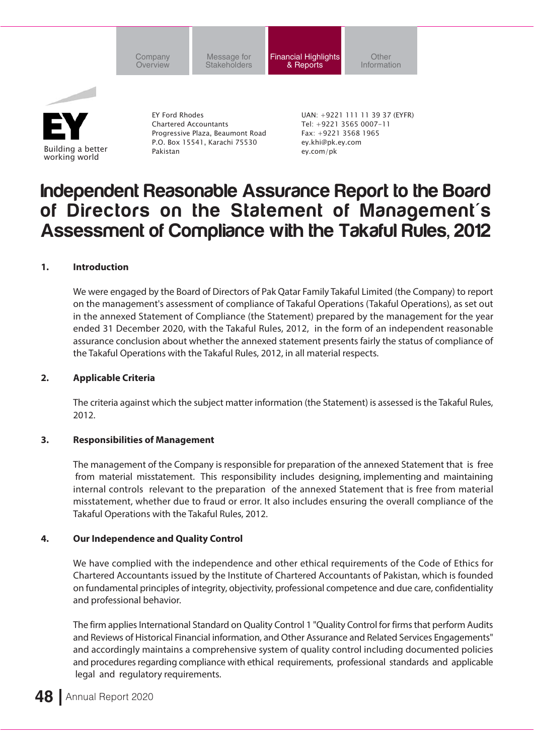EY Ford Rhodes
Chartered Accountants
Progressive Plaza, Beaumont Road
P.O. Box 15541, Karachi 75530
Pakistan

UAN: +9221 111 11 39 37 (EYFR)
Tel: +9221 3565 0007-11
Fax: +9221 3568 1965
ey.khi@pk.ey.com
ey.com/pk

# Independent Reasonable Assurance Report to the Board of Directors on the Statement of Management´s Assessment of Compliance with the Takaful Rules, 2012

**1. Introduction**

We were engaged by the Board of Directors of Pak Qatar Family Takaful Limited (the Company) to report on the management's assessment of compliance of Takaful Operations (Takaful Operations), as set out in the annexed Statement of Compliance (the Statement) prepared by the management for the year ended 31 December 2020, with the Takaful Rules, 2012, in the form of an independent reasonable assurance conclusion about whether the annexed statement presents fairly the status of compliance of the Takaful Operations with the Takaful Rules, 2012, in all material respects.

**2. Applicable Criteria**

The criteria against which the subject matter information (the Statement) is assessed is the Takaful Rules, 2012.

**3. Responsibilities of Management**

The management of the Company is responsible for preparation of the annexed Statement that is free from material misstatement. This responsibility includes designing, implementing and maintaining internal controls relevant to the preparation of the annexed Statement that is free from material misstatement, whether due to fraud or error. It also includes ensuring the overall compliance of the Takaful Operations with the Takaful Rules, 2012.

**4. Our Independence and Quality Control**

We have complied with the independence and other ethical requirements of the Code of Ethics for Chartered Accountants issued by the Institute of Chartered Accountants of Pakistan, which is founded on fundamental principles of integrity, objectivity, professional competence and due care, confidentiality and professional behavior.

The firm applies International Standard on Quality Control 1 "Quality Control for firms that perform Audits and Reviews of Historical Financial information, and Other Assurance and Related Services Engagements" and accordingly maintains a comprehensive system of quality control including documented policies and procedures regarding compliance with ethical requirements, professional standards and applicable legal and regulatory requirements.